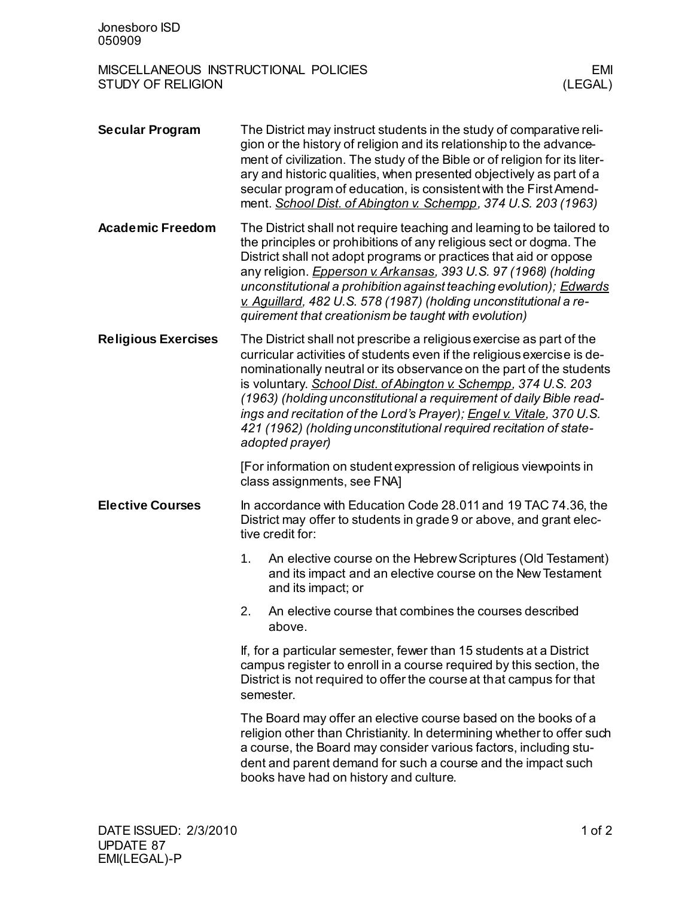Jonesboro ISD
050909

# MISCELLANEOUS INSTRUCTIONAL POLICIES — STUDY OF RELIGION

EMI (LEGAL)

**Secular Program**

The District may instruct students in the study of comparative religion or the history of religion and its relationship to the advancement of civilization. The study of the Bible or of religion for its literary and historic qualities, when presented objectively as part of a secular program of education, is consistent with the First Amendment. *School Dist. of Abington v. Schempp, 374 U.S. 203 (1963)*

**Academic Freedom**

The District shall not require teaching and learning to be tailored to the principles or prohibitions of any religious sect or dogma. The District shall not adopt programs or practices that aid or oppose any religion. *Epperson v. Arkansas, 393 U.S. 97 (1968) (holding unconstitutional a prohibition against teaching evolution); Edwards v. Aguillard, 482 U.S. 578 (1987) (holding unconstitutional a requirement that creationism be taught with evolution)*

**Religious Exercises**

The District shall not prescribe a religious exercise as part of the curricular activities of students even if the religious exercise is denominationally neutral or its observance on the part of the students is voluntary. *School Dist. of Abington v. Schempp, 374 U.S. 203 (1963) (holding unconstitutional a requirement of daily Bible readings and recitation of the Lord's Prayer); Engel v. Vitale, 370 U.S. 421 (1962) (holding unconstitutional required recitation of state-adopted prayer)*

[For information on student expression of religious viewpoints in class assignments, see FNA]

**Elective Courses**

In accordance with Education Code 28.011 and 19 TAC 74.36, the District may offer to students in grade 9 or above, and grant elective credit for:

1. An elective course on the Hebrew Scriptures (Old Testament) and its impact and an elective course on the New Testament and its impact; or
2. An elective course that combines the courses described above.

If, for a particular semester, fewer than 15 students at a District campus register to enroll in a course required by this section, the District is not required to offer the course at that campus for that semester.

The Board may offer an elective course based on the books of a religion other than Christianity. In determining whether to offer such a course, the Board may consider various factors, including student and parent demand for such a course and the impact such books have had on history and culture.

DATE ISSUED: 2/3/2010
UPDATE 87
EMI(LEGAL)-P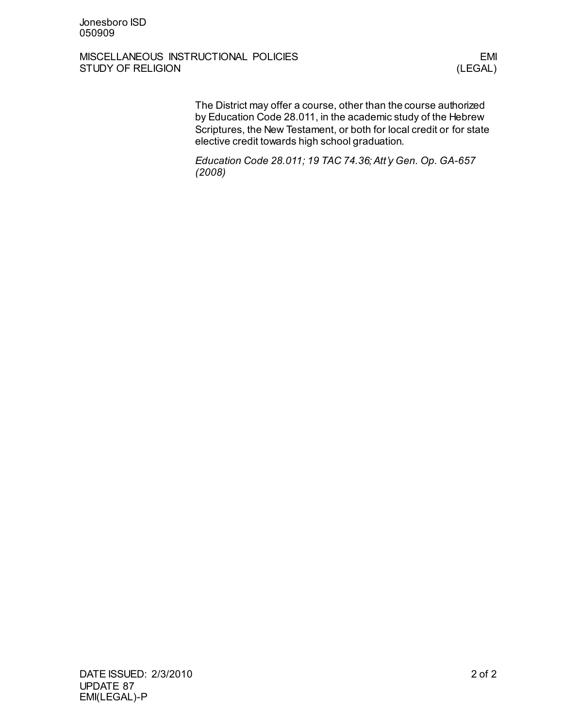The District may offer a course, other than the course authorized by Education Code 28.011, in the academic study of the Hebrew Scriptures, the New Testament, or both for local credit or for state elective credit towards high school graduation.

*Education Code 28.011; 19 TAC 74.36; Att'y Gen. Op. GA-657 (2008)*